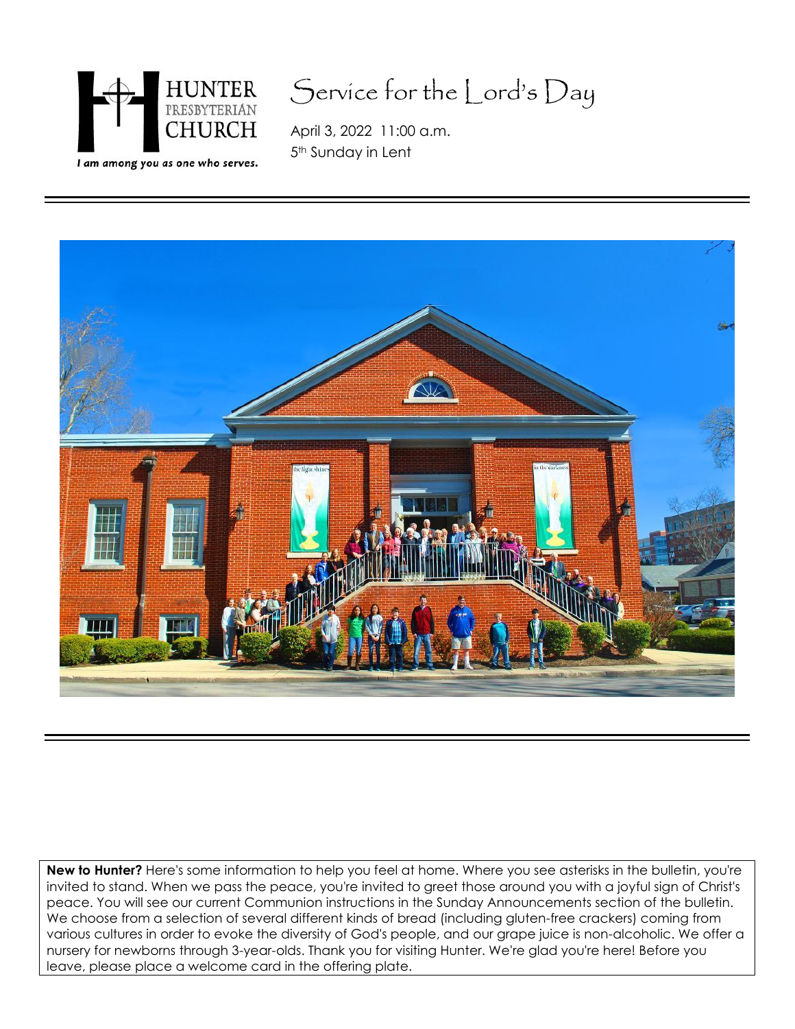HUNTER PRESBYTERIAN CHURCH

*I am among you as one who serves.*

# Service for the Lord's Day

April 3, 2022 11:00 a.m.
5th Sunday in Lent

---

---

**New to Hunter?** Here's some information to help you feel at home. Where you see asterisks in the bulletin, you're invited to stand. When we pass the peace, you're invited to greet those around you with a joyful sign of Christ's peace. You will see our current Communion instructions in the Sunday Announcements section of the bulletin. We choose from a selection of several different kinds of bread (including gluten-free crackers) coming from various cultures in order to evoke the diversity of God's people, and our grape juice is non-alcoholic. We offer a nursery for newborns through 3-year-olds. Thank you for visiting Hunter. We're glad you're here! Before you leave, please place a welcome card in the offering plate.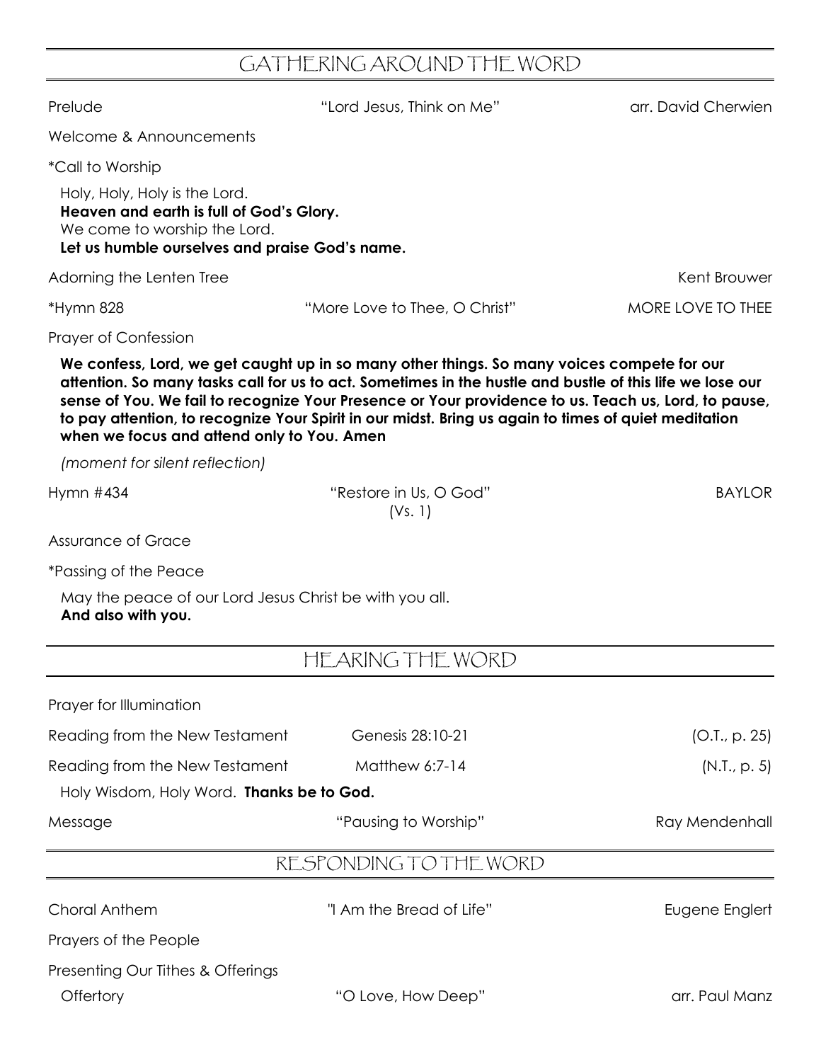## GATHERING AROUND THE WORD

Prelude — "Lord Jesus, Think on Me" — arr. David Cherwien

Welcome & Announcements

*Call to Worship

Holy, Holy, Holy is the Lord.
**Heaven and earth is full of God's Glory.**
We come to worship the Lord.
**Let us humble ourselves and praise God's name.**

Adorning the Lenten Tree — Kent Brouwer

*Hymn 828 — "More Love to Thee, O Christ" — MORE LOVE TO THEE

Prayer of Confession

**We confess, Lord, we get caught up in so many other things. So many voices compete for our attention. So many tasks call for us to act. Sometimes in the hustle and bustle of this life we lose our sense of You. We fail to recognize Your Presence or Your providence to us. Teach us, Lord, to pause, to pay attention, to recognize Your Spirit in our midst. Bring us again to times of quiet meditation when we focus and attend only to You. Amen**

*(moment for silent reflection)*

Hymn #434 — "Restore in Us, O God" (Vs. 1) — BAYLOR

Assurance of Grace

*Passing of the Peace

May the peace of our Lord Jesus Christ be with you all.
**And also with you.**

## HEARING THE WORD

Prayer for Illumination

Reading from the New Testament — Genesis 28:10-21 — (O.T., p. 25)

Reading from the New Testament — Matthew 6:7-14 — (N.T., p. 5)

Holy Wisdom, Holy Word. **Thanks be to God.**

Message — "Pausing to Worship" — Ray Mendenhall

## RESPONDING TO THE WORD

Choral Anthem — "I Am the Bread of Life" — Eugene Englert

Prayers of the People

Presenting Our Tithes & Offerings

Offertory — "O Love, How Deep" — arr. Paul Manz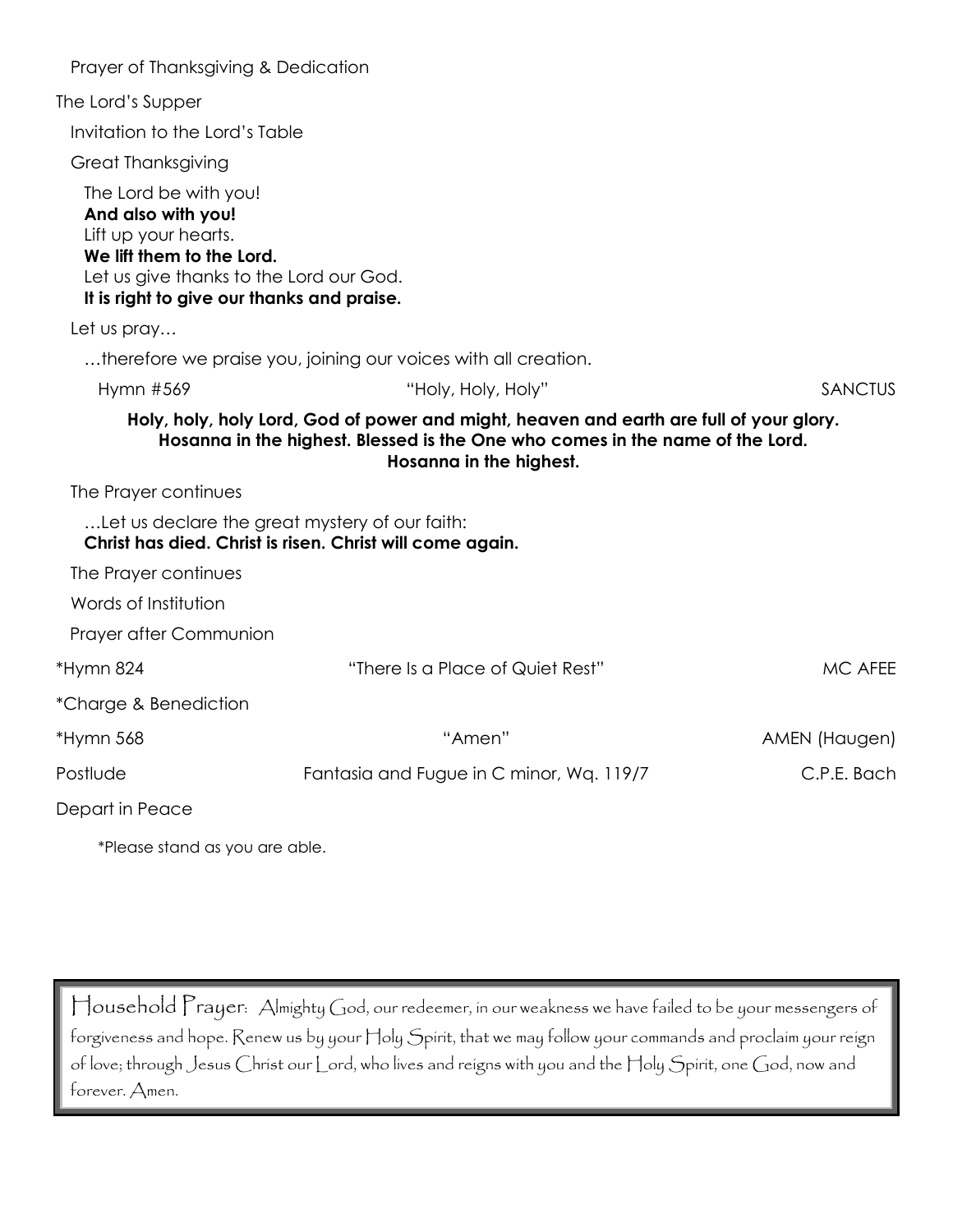Prayer of Thanksgiving & Dedication

The Lord's Supper

Invitation to the Lord's Table

Great Thanksgiving

The Lord be with you!
**And also with you!**
Lift up your hearts.
**We lift them to the Lord.**
Let us give thanks to the Lord our God.
**It is right to give our thanks and praise.**

Let us pray…

…therefore we praise you, joining our voices with all creation.

Hymn #569 — "Holy, Holy, Holy" — SANCTUS

**Holy, holy, holy Lord, God of power and might, heaven and earth are full of your glory. Hosanna in the highest. Blessed is the One who comes in the name of the Lord. Hosanna in the highest.**

The Prayer continues

…Let us declare the great mystery of our faith:
**Christ has died. Christ is risen. Christ will come again.**

The Prayer continues

Words of Institution

Prayer after Communion

*Hymn 824 — "There Is a Place of Quiet Rest" — MC AFEE

*Charge & Benediction

*Hymn 568 — "Amen" — AMEN (Haugen)

Postlude — Fantasia and Fugue in C minor, Wq. 119/7 — C.P.E. Bach

Depart in Peace

*Please stand as you are able.

Household Prayer: Almighty God, our redeemer, in our weakness we have failed to be your messengers of forgiveness and hope. Renew us by your Holy Spirit, that we may follow your commands and proclaim your reign of love; through Jesus Christ our Lord, who lives and reigns with you and the Holy Spirit, one God, now and forever. Amen.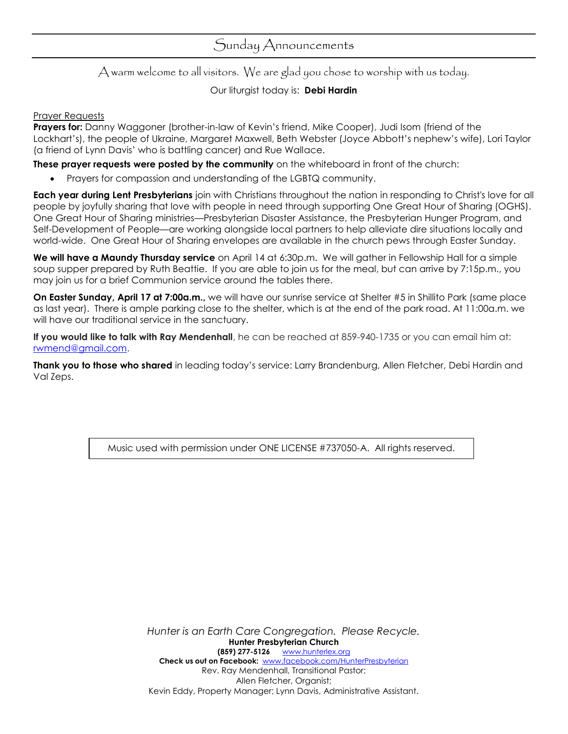# Sunday Announcements

A warm welcome to all visitors. We are glad you chose to worship with us today.

Our liturgist today is: **Debi Hardin**

Prayer Requests

**Prayers for:** Danny Waggoner (brother-in-law of Kevin's friend, Mike Cooper), Judi Isom (friend of the Lockhart's), the people of Ukraine, Margaret Maxwell, Beth Webster (Joyce Abbott's nephew's wife), Lori Taylor (a friend of Lynn Davis' who is battling cancer) and Rue Wallace.

**These prayer requests were posted by the community** on the whiteboard in front of the church:

- Prayers for compassion and understanding of the LGBTQ community.

**Each year during Lent Presbyterians** join with Christians throughout the nation in responding to Christ's love for all people by joyfully sharing that love with people in need through supporting One Great Hour of Sharing (OGHS). One Great Hour of Sharing ministries—Presbyterian Disaster Assistance, the Presbyterian Hunger Program, and Self-Development of People—are working alongside local partners to help alleviate dire situations locally and world-wide. One Great Hour of Sharing envelopes are available in the church pews through Easter Sunday.

**We will have a Maundy Thursday service** on April 14 at 6:30p.m. We will gather in Fellowship Hall for a simple soup supper prepared by Ruth Beattie. If you are able to join us for the meal, but can arrive by 7:15p.m., you may join us for a brief Communion service around the tables there.

**On Easter Sunday, April 17 at 7:00a.m.,** we will have our sunrise service at Shelter #5 in Shillito Park (same place as last year). There is ample parking close to the shelter, which is at the end of the park road. At 11:00a.m. we will have our traditional service in the sanctuary.

**If you would like to talk with Ray Mendenhall**, he can be reached at 859-940-1735 or you can email him at: rwmend@gmail.com.

**Thank you to those who shared** in leading today's service: Larry Brandenburg, Allen Fletcher, Debi Hardin and Val Zeps.

Music used with permission under ONE LICENSE #737050-A. All rights reserved.

*Hunter is an Earth Care Congregation. Please Recycle.*

**Hunter Presbyterian Church**

**(859) 277-5126** www.hunterlex.org

**Check us out on Facebook:** www.facebook.com/HunterPresbyterian

Rev. Ray Mendenhall, Transitional Pastor;

Allen Fletcher, Organist;

Kevin Eddy, Property Manager; Lynn Davis, Administrative Assistant.